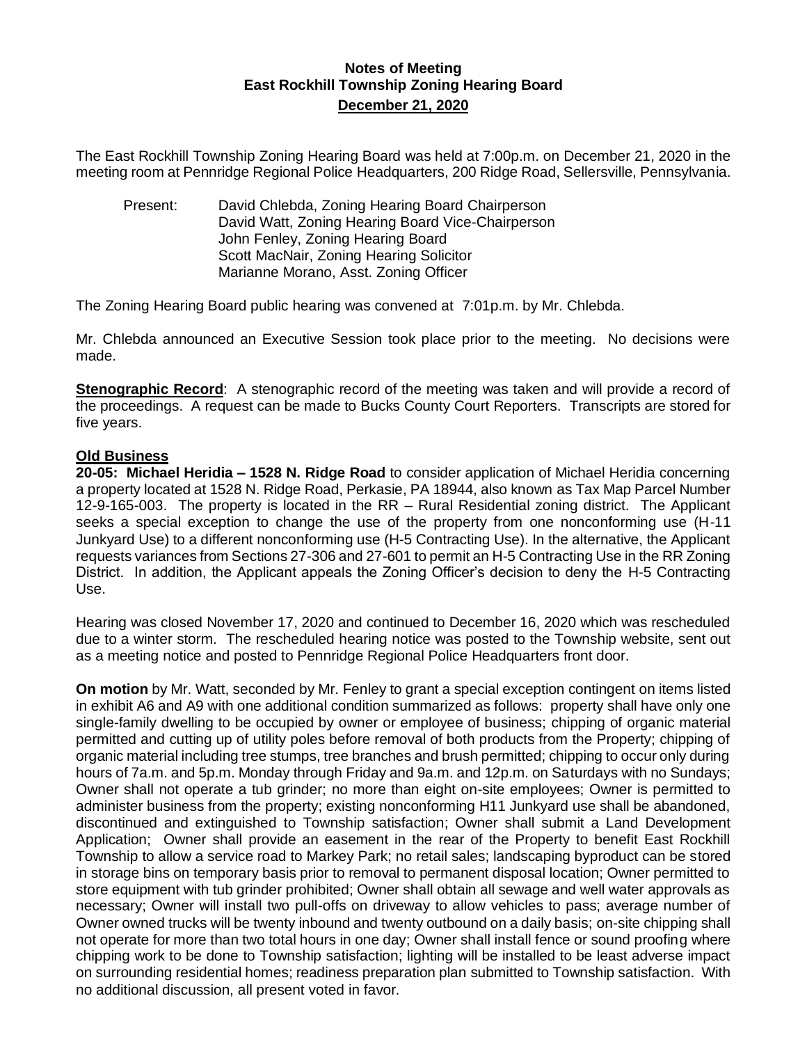# Notes of Meeting
## East Rockhill Township Zoning Hearing Board
### December 21, 2020

The East Rockhill Township Zoning Hearing Board was held at 7:00p.m. on December 21, 2020 in the meeting room at Pennridge Regional Police Headquarters, 200 Ridge Road, Sellersville, Pennsylvania.

Present: David Chlebda, Zoning Hearing Board Chairperson
David Watt, Zoning Hearing Board Vice-Chairperson
John Fenley, Zoning Hearing Board
Scott MacNair, Zoning Hearing Solicitor
Marianne Morano, Asst. Zoning Officer

The Zoning Hearing Board public hearing was convened at 7:01p.m. by Mr. Chlebda.

Mr. Chlebda announced an Executive Session took place prior to the meeting. No decisions were made.

**Stenographic Record**: A stenographic record of the meeting was taken and will provide a record of the proceedings. A request can be made to Bucks County Court Reporters. Transcripts are stored for five years.

**Old Business**

**20-05: Michael Heridia – 1528 N. Ridge Road** to consider application of Michael Heridia concerning a property located at 1528 N. Ridge Road, Perkasie, PA 18944, also known as Tax Map Parcel Number 12-9-165-003. The property is located in the RR – Rural Residential zoning district. The Applicant seeks a special exception to change the use of the property from one nonconforming use (H-11 Junkyard Use) to a different nonconforming use (H-5 Contracting Use). In the alternative, the Applicant requests variances from Sections 27-306 and 27-601 to permit an H-5 Contracting Use in the RR Zoning District. In addition, the Applicant appeals the Zoning Officer's decision to deny the H-5 Contracting Use.

Hearing was closed November 17, 2020 and continued to December 16, 2020 which was rescheduled due to a winter storm. The rescheduled hearing notice was posted to the Township website, sent out as a meeting notice and posted to Pennridge Regional Police Headquarters front door.

**On motion** by Mr. Watt, seconded by Mr. Fenley to grant a special exception contingent on items listed in exhibit A6 and A9 with one additional condition summarized as follows: property shall have only one single-family dwelling to be occupied by owner or employee of business; chipping of organic material permitted and cutting up of utility poles before removal of both products from the Property; chipping of organic material including tree stumps, tree branches and brush permitted; chipping to occur only during hours of 7a.m. and 5p.m. Monday through Friday and 9a.m. and 12p.m. on Saturdays with no Sundays; Owner shall not operate a tub grinder; no more than eight on-site employees; Owner is permitted to administer business from the property; existing nonconforming H11 Junkyard use shall be abandoned, discontinued and extinguished to Township satisfaction; Owner shall submit a Land Development Application; Owner shall provide an easement in the rear of the Property to benefit East Rockhill Township to allow a service road to Markey Park; no retail sales; landscaping byproduct can be stored in storage bins on temporary basis prior to removal to permanent disposal location; Owner permitted to store equipment with tub grinder prohibited; Owner shall obtain all sewage and well water approvals as necessary; Owner will install two pull-offs on driveway to allow vehicles to pass; average number of Owner owned trucks will be twenty inbound and twenty outbound on a daily basis; on-site chipping shall not operate for more than two total hours in one day; Owner shall install fence or sound proofing where chipping work to be done to Township satisfaction; lighting will be installed to be least adverse impact on surrounding residential homes; readiness preparation plan submitted to Township satisfaction. With no additional discussion, all present voted in favor.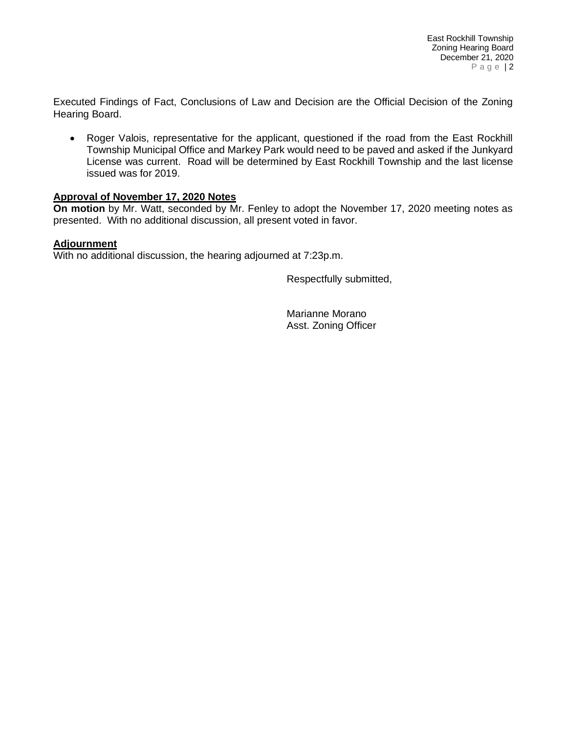Executed Findings of Fact, Conclusions of Law and Decision are the Official Decision of the Zoning Hearing Board.

- Roger Valois, representative for the applicant, questioned if the road from the East Rockhill Township Municipal Office and Markey Park would need to be paved and asked if the Junkyard License was current. Road will be determined by East Rockhill Township and the last license issued was for 2019.

## Approval of November 17, 2020 Notes

**On motion** by Mr. Watt, seconded by Mr. Fenley to adopt the November 17, 2020 meeting notes as presented. With no additional discussion, all present voted in favor.

## Adjournment

With no additional discussion, the hearing adjourned at 7:23p.m.

Respectfully submitted,

Marianne Morano
Asst. Zoning Officer